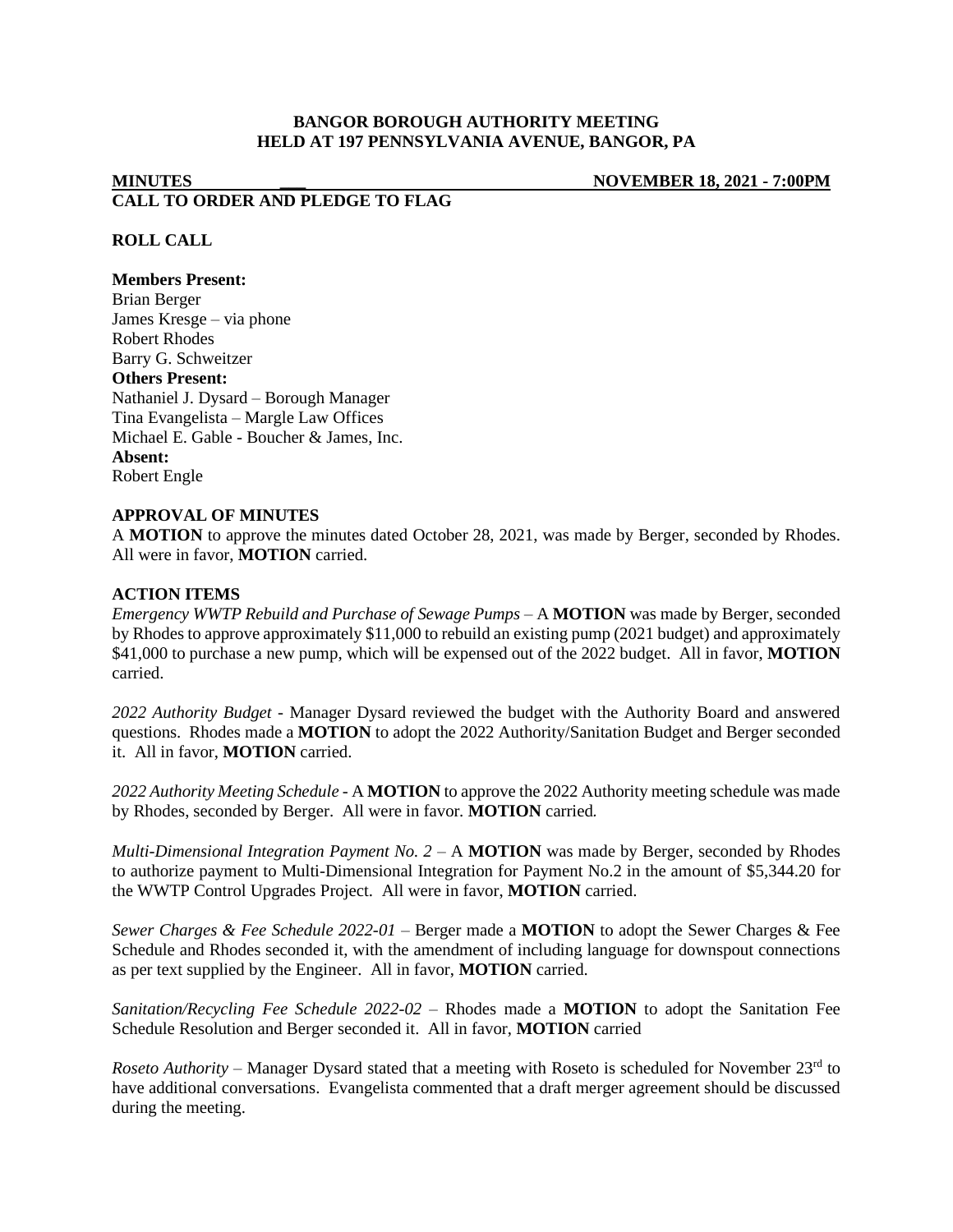# BANGOR BOROUGH AUTHORITY MEETING
## HELD AT 197 PENNSYLVANIA AVENUE, BANGOR, PA

**MINUTES** **NOVEMBER 18, 2021 - 7:00PM**

**CALL TO ORDER AND PLEDGE TO FLAG**

**ROLL CALL**

**Members Present:**
Brian Berger
James Kresge – via phone
Robert Rhodes
Barry G. Schweitzer

**Others Present:**
Nathaniel J. Dysard – Borough Manager
Tina Evangelista – Margle Law Offices
Michael E. Gable - Boucher & James, Inc.

**Absent:**
Robert Engle

**APPROVAL OF MINUTES**

A **MOTION** to approve the minutes dated October 28, 2021, was made by Berger, seconded by Rhodes. All were in favor, **MOTION** carried.

**ACTION ITEMS**

*Emergency WWTP Rebuild and Purchase of Sewage Pumps* – A **MOTION** was made by Berger, seconded by Rhodes to approve approximately $11,000 to rebuild an existing pump (2021 budget) and approximately $41,000 to purchase a new pump, which will be expensed out of the 2022 budget. All in favor, **MOTION** carried.

*2022 Authority Budget* - Manager Dysard reviewed the budget with the Authority Board and answered questions. Rhodes made a **MOTION** to adopt the 2022 Authority/Sanitation Budget and Berger seconded it. All in favor, **MOTION** carried.

*2022 Authority Meeting Schedule* - A **MOTION** to approve the 2022 Authority meeting schedule was made by Rhodes, seconded by Berger. All were in favor. **MOTION** carried.

*Multi-Dimensional Integration Payment No. 2* – A **MOTION** was made by Berger, seconded by Rhodes to authorize payment to Multi-Dimensional Integration for Payment No.2 in the amount of $5,344.20 for the WWTP Control Upgrades Project. All were in favor, **MOTION** carried.

*Sewer Charges & Fee Schedule 2022-01* – Berger made a **MOTION** to adopt the Sewer Charges & Fee Schedule and Rhodes seconded it, with the amendment of including language for downspout connections as per text supplied by the Engineer. All in favor, **MOTION** carried.

*Sanitation/Recycling Fee Schedule 2022-02* – Rhodes made a **MOTION** to adopt the Sanitation Fee Schedule Resolution and Berger seconded it. All in favor, **MOTION** carried

*Roseto Authority* – Manager Dysard stated that a meeting with Roseto is scheduled for November 23rd to have additional conversations. Evangelista commented that a draft merger agreement should be discussed during the meeting.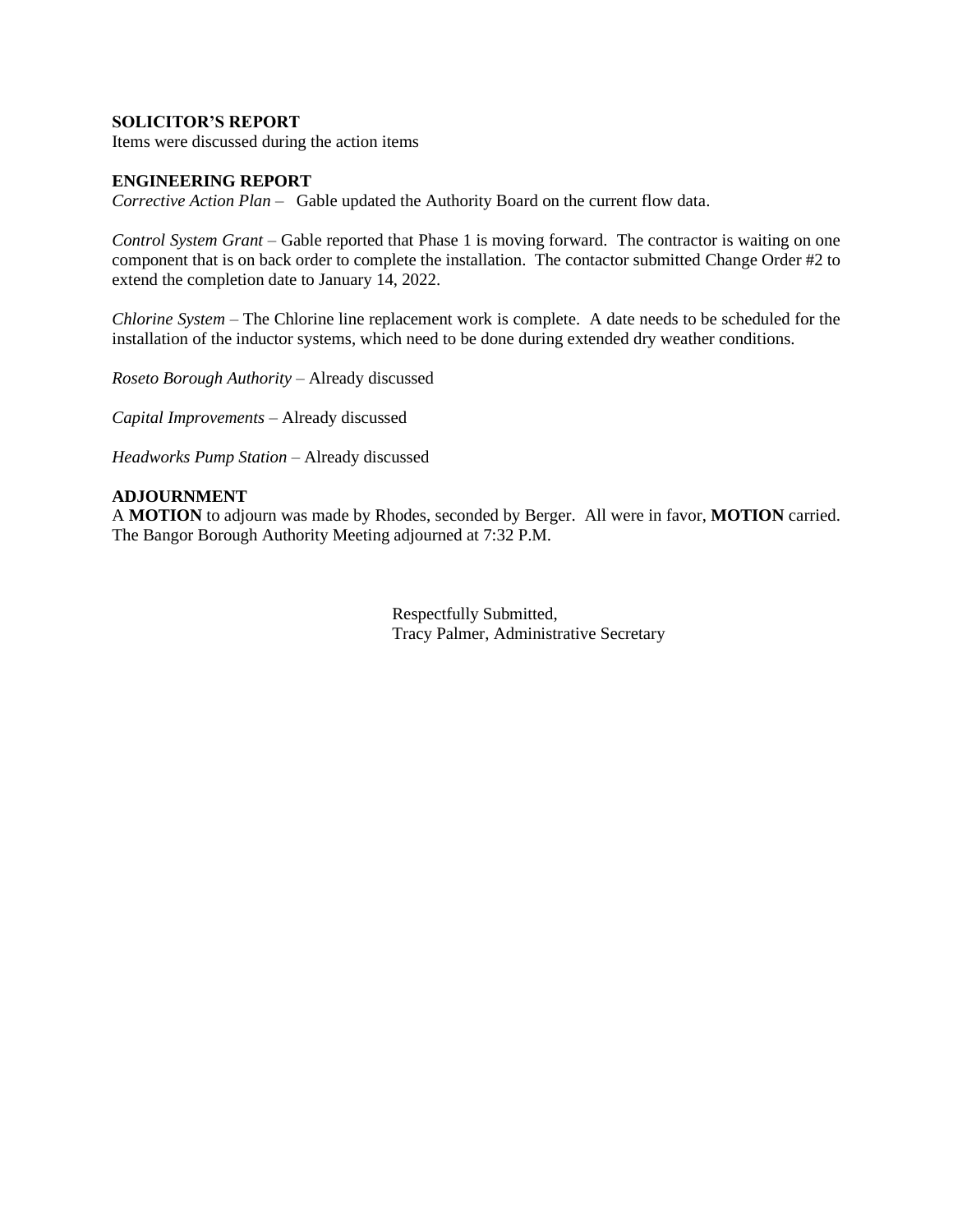**SOLICITOR'S REPORT**
Items were discussed during the action items

**ENGINEERING REPORT**
*Corrective Action Plan* – Gable updated the Authority Board on the current flow data.

*Control System Grant* – Gable reported that Phase 1 is moving forward. The contractor is waiting on one component that is on back order to complete the installation. The contactor submitted Change Order #2 to extend the completion date to January 14, 2022.

*Chlorine System* – The Chlorine line replacement work is complete. A date needs to be scheduled for the installation of the inductor systems, which need to be done during extended dry weather conditions.

*Roseto Borough Authority* – Already discussed

*Capital Improvements* – Already discussed

*Headworks Pump Station* – Already discussed

**ADJOURNMENT**
A **MOTION** to adjourn was made by Rhodes, seconded by Berger. All were in favor, **MOTION** carried. The Bangor Borough Authority Meeting adjourned at 7:32 P.M.

Respectfully Submitted,
Tracy Palmer, Administrative Secretary